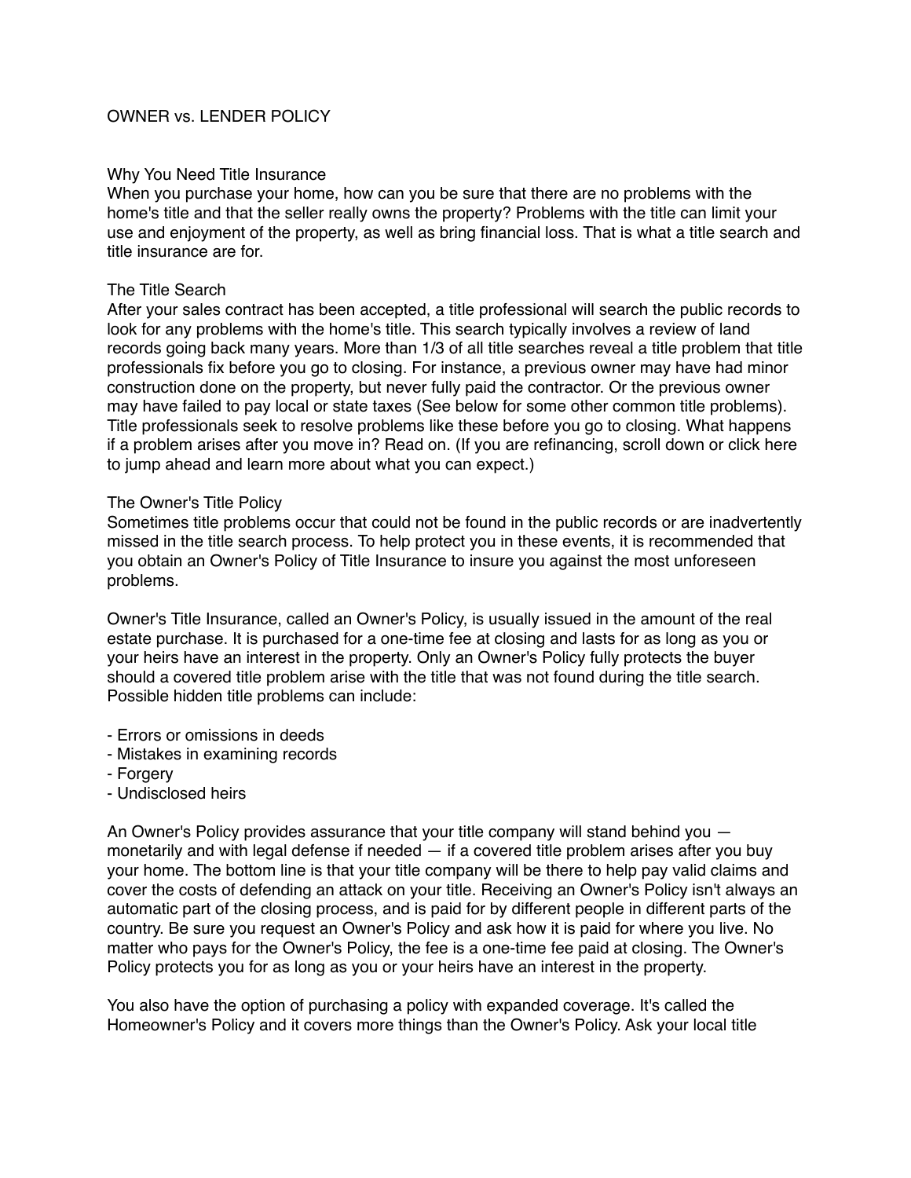# OWNER vs. LENDER POLICY

## Why You Need Title Insurance

When you purchase your home, how can you be sure that there are no problems with the home's title and that the seller really owns the property? Problems with the title can limit your use and enjoyment of the property, as well as bring financial loss. That is what a title search and title insurance are for.

## The Title Search

After your sales contract has been accepted, a title professional will search the public records to look for any problems with the home's title. This search typically involves a review of land records going back many years. More than 1/3 of all title searches reveal a title problem that title professionals fix before you go to closing. For instance, a previous owner may have had minor construction done on the property, but never fully paid the contractor. Or the previous owner may have failed to pay local or state taxes (See below for some other common title problems). Title professionals seek to resolve problems like these before you go to closing. What happens if a problem arises after you move in? Read on. (If you are refinancing, scroll down or click here to jump ahead and learn more about what you can expect.)

## The Owner's Title Policy

Sometimes title problems occur that could not be found in the public records or are inadvertently missed in the title search process. To help protect you in these events, it is recommended that you obtain an Owner's Policy of Title Insurance to insure you against the most unforeseen problems.

Owner's Title Insurance, called an Owner's Policy, is usually issued in the amount of the real estate purchase. It is purchased for a one-time fee at closing and lasts for as long as you or your heirs have an interest in the property. Only an Owner's Policy fully protects the buyer should a covered title problem arise with the title that was not found during the title search. Possible hidden title problems can include:

- Errors or omissions in deeds
- Mistakes in examining records
- Forgery
- Undisclosed heirs

An Owner's Policy provides assurance that your title company will stand behind you — monetarily and with legal defense if needed — if a covered title problem arises after you buy your home. The bottom line is that your title company will be there to help pay valid claims and cover the costs of defending an attack on your title. Receiving an Owner's Policy isn't always an automatic part of the closing process, and is paid for by different people in different parts of the country. Be sure you request an Owner's Policy and ask how it is paid for where you live. No matter who pays for the Owner's Policy, the fee is a one-time fee paid at closing. The Owner's Policy protects you for as long as you or your heirs have an interest in the property.

You also have the option of purchasing a policy with expanded coverage. It's called the Homeowner's Policy and it covers more things than the Owner's Policy. Ask your local title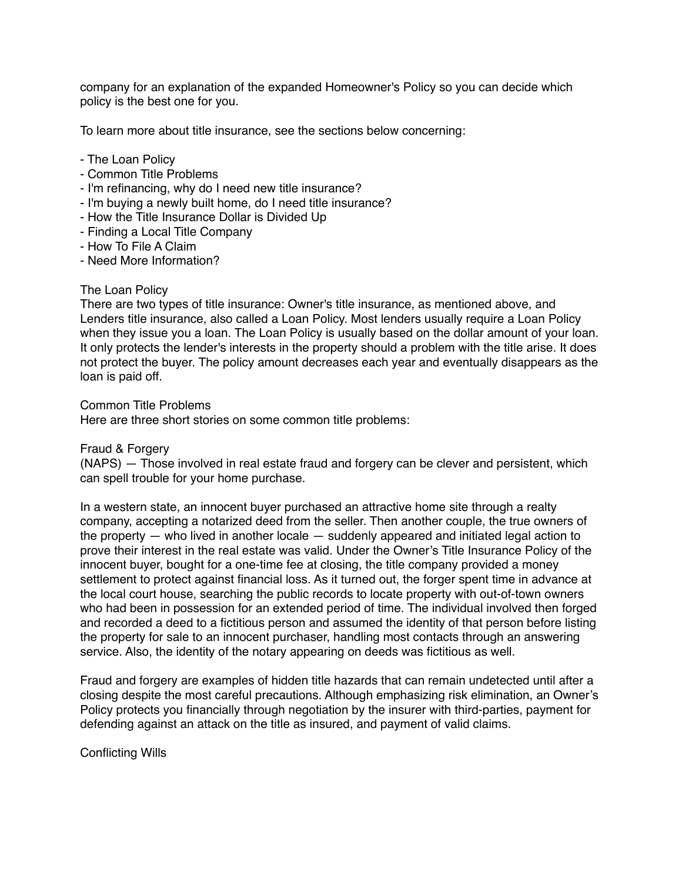company for an explanation of the expanded Homeowner's Policy so you can decide which policy is the best one for you.

To learn more about title insurance, see the sections below concerning:

- The Loan Policy
- Common Title Problems
- I'm refinancing, why do I need new title insurance?
- I'm buying a newly built home, do I need title insurance?
- How the Title Insurance Dollar is Divided Up
- Finding a Local Title Company
- How To File A Claim
- Need More Information?

## The Loan Policy

There are two types of title insurance: Owner's title insurance, as mentioned above, and Lenders title insurance, also called a Loan Policy. Most lenders usually require a Loan Policy when they issue you a loan. The Loan Policy is usually based on the dollar amount of your loan. It only protects the lender's interests in the property should a problem with the title arise. It does not protect the buyer. The policy amount decreases each year and eventually disappears as the loan is paid off.

## Common Title Problems

Here are three short stories on some common title problems:

### Fraud & Forgery

(NAPS) — Those involved in real estate fraud and forgery can be clever and persistent, which can spell trouble for your home purchase.

In a western state, an innocent buyer purchased an attractive home site through a realty company, accepting a notarized deed from the seller. Then another couple, the true owners of the property — who lived in another locale — suddenly appeared and initiated legal action to prove their interest in the real estate was valid. Under the Owner's Title Insurance Policy of the innocent buyer, bought for a one-time fee at closing, the title company provided a money settlement to protect against financial loss. As it turned out, the forger spent time in advance at the local court house, searching the public records to locate property with out-of-town owners who had been in possession for an extended period of time. The individual involved then forged and recorded a deed to a fictitious person and assumed the identity of that person before listing the property for sale to an innocent purchaser, handling most contacts through an answering service. Also, the identity of the notary appearing on deeds was fictitious as well.

Fraud and forgery are examples of hidden title hazards that can remain undetected until after a closing despite the most careful precautions. Although emphasizing risk elimination, an Owner's Policy protects you financially through negotiation by the insurer with third-parties, payment for defending against an attack on the title as insured, and payment of valid claims.

### Conflicting Wills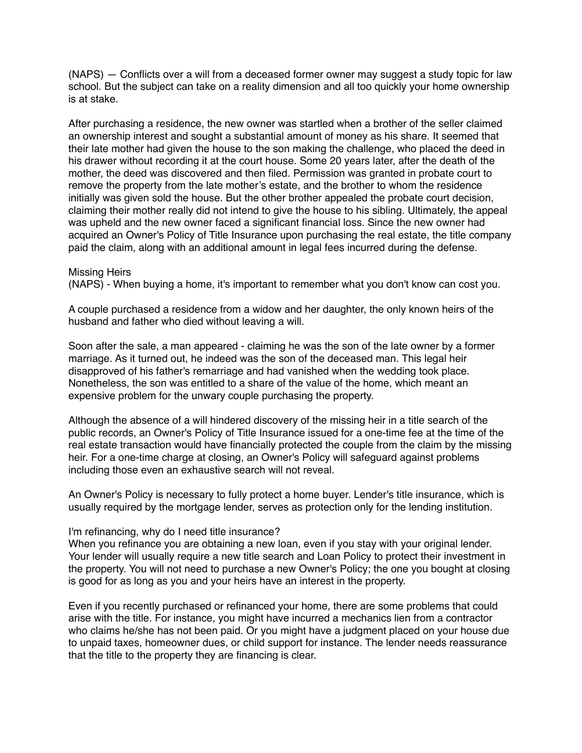(NAPS) — Conflicts over a will from a deceased former owner may suggest a study topic for law school. But the subject can take on a reality dimension and all too quickly your home ownership is at stake.

After purchasing a residence, the new owner was startled when a brother of the seller claimed an ownership interest and sought a substantial amount of money as his share. It seemed that their late mother had given the house to the son making the challenge, who placed the deed in his drawer without recording it at the court house. Some 20 years later, after the death of the mother, the deed was discovered and then filed. Permission was granted in probate court to remove the property from the late mother's estate, and the brother to whom the residence initially was given sold the house. But the other brother appealed the probate court decision, claiming their mother really did not intend to give the house to his sibling. Ultimately, the appeal was upheld and the new owner faced a significant financial loss. Since the new owner had acquired an Owner's Policy of Title Insurance upon purchasing the real estate, the title company paid the claim, along with an additional amount in legal fees incurred during the defense.

## Missing Heirs

(NAPS) - When buying a home, it's important to remember what you don't know can cost you.

A couple purchased a residence from a widow and her daughter, the only known heirs of the husband and father who died without leaving a will.

Soon after the sale, a man appeared - claiming he was the son of the late owner by a former marriage. As it turned out, he indeed was the son of the deceased man. This legal heir disapproved of his father's remarriage and had vanished when the wedding took place. Nonetheless, the son was entitled to a share of the value of the home, which meant an expensive problem for the unwary couple purchasing the property.

Although the absence of a will hindered discovery of the missing heir in a title search of the public records, an Owner's Policy of Title Insurance issued for a one-time fee at the time of the real estate transaction would have financially protected the couple from the claim by the missing heir. For a one-time charge at closing, an Owner's Policy will safeguard against problems including those even an exhaustive search will not reveal.

An Owner's Policy is necessary to fully protect a home buyer. Lender's title insurance, which is usually required by the mortgage lender, serves as protection only for the lending institution.

## I'm refinancing, why do I need title insurance?

When you refinance you are obtaining a new loan, even if you stay with your original lender. Your lender will usually require a new title search and Loan Policy to protect their investment in the property. You will not need to purchase a new Owner's Policy; the one you bought at closing is good for as long as you and your heirs have an interest in the property.

Even if you recently purchased or refinanced your home, there are some problems that could arise with the title. For instance, you might have incurred a mechanics lien from a contractor who claims he/she has not been paid. Or you might have a judgment placed on your house due to unpaid taxes, homeowner dues, or child support for instance. The lender needs reassurance that the title to the property they are financing is clear.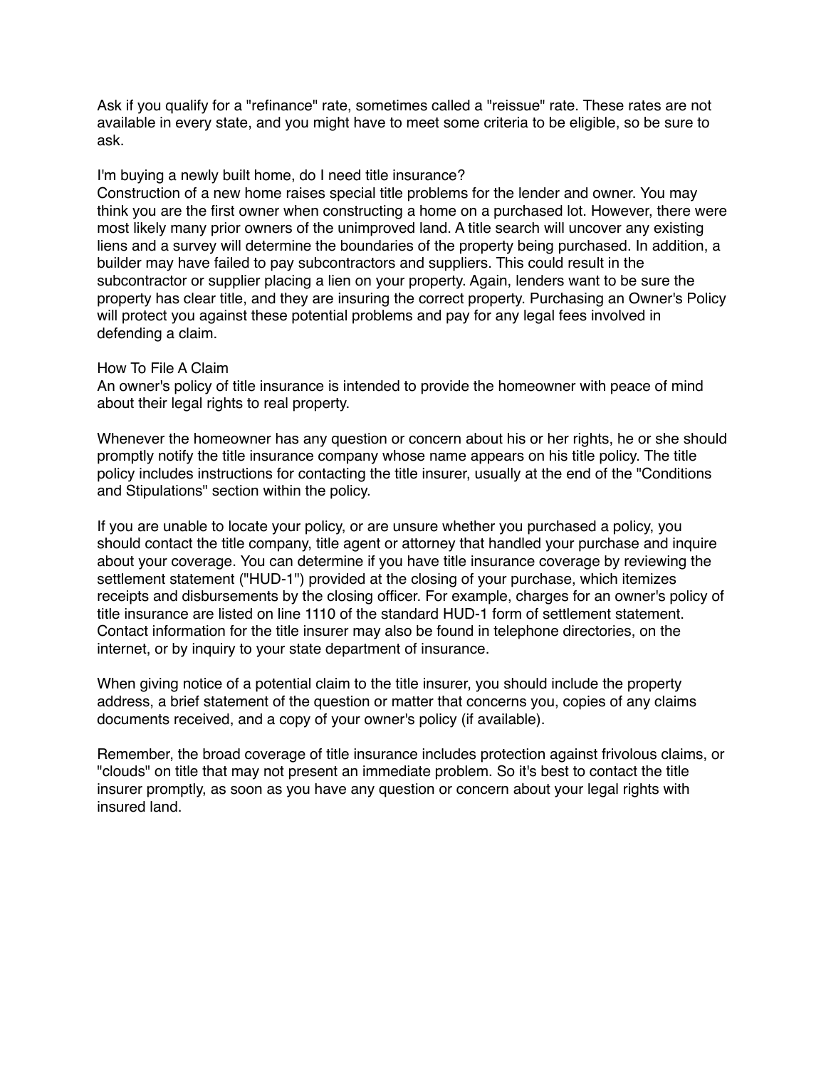Ask if you qualify for a "refinance" rate, sometimes called a "reissue" rate. These rates are not available in every state, and you might have to meet some criteria to be eligible, so be sure to ask.

## I'm buying a newly built home, do I need title insurance?

Construction of a new home raises special title problems for the lender and owner. You may think you are the first owner when constructing a home on a purchased lot. However, there were most likely many prior owners of the unimproved land. A title search will uncover any existing liens and a survey will determine the boundaries of the property being purchased. In addition, a builder may have failed to pay subcontractors and suppliers. This could result in the subcontractor or supplier placing a lien on your property. Again, lenders want to be sure the property has clear title, and they are insuring the correct property. Purchasing an Owner's Policy will protect you against these potential problems and pay for any legal fees involved in defending a claim.

## How To File A Claim

An owner's policy of title insurance is intended to provide the homeowner with peace of mind about their legal rights to real property.

Whenever the homeowner has any question or concern about his or her rights, he or she should promptly notify the title insurance company whose name appears on his title policy. The title policy includes instructions for contacting the title insurer, usually at the end of the "Conditions and Stipulations" section within the policy.

If you are unable to locate your policy, or are unsure whether you purchased a policy, you should contact the title company, title agent or attorney that handled your purchase and inquire about your coverage. You can determine if you have title insurance coverage by reviewing the settlement statement ("HUD-1") provided at the closing of your purchase, which itemizes receipts and disbursements by the closing officer. For example, charges for an owner's policy of title insurance are listed on line 1110 of the standard HUD-1 form of settlement statement. Contact information for the title insurer may also be found in telephone directories, on the internet, or by inquiry to your state department of insurance.

When giving notice of a potential claim to the title insurer, you should include the property address, a brief statement of the question or matter that concerns you, copies of any claims documents received, and a copy of your owner's policy (if available).

Remember, the broad coverage of title insurance includes protection against frivolous claims, or "clouds" on title that may not present an immediate problem. So it's best to contact the title insurer promptly, as soon as you have any question or concern about your legal rights with insured land.